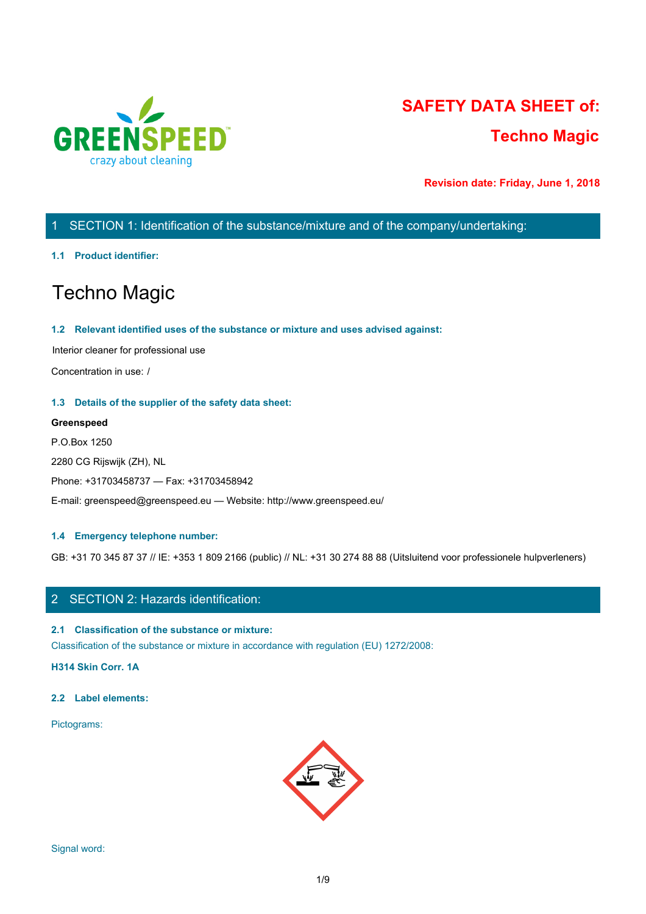# SAFETY DATA SHEET of:

## Techno Magic

**Revision date: Friday, June 1, 2018**

## 1 SECTION 1: Identification of the substance/mixture and of the company/undertaking:

### 1.1 Product identifier:

# Techno Magic

### 1.2 Relevant identified uses of the substance or mixture and uses advised against:

Interior cleaner for professional use

Concentration in use: /

### 1.3 Details of the supplier of the safety data sheet:

**Greenspeed**

P.O.Box 1250

2280 CG Rijswijk (ZH), NL

Phone: +31703458737 — Fax: +31703458942

E-mail: greenspeed@greenspeed.eu — Website: http://www.greenspeed.eu/

### 1.4 Emergency telephone number:

GB: +31 70 345 87 37 // IE: +353 1 809 2166 (public) // NL: +31 30 274 88 88 (Uitsluitend voor professionele hulpverleners)

## 2 SECTION 2: Hazards identification:

### 2.1 Classification of the substance or mixture:

Classification of the substance or mixture in accordance with regulation (EU) 1272/2008:

**H314 Skin Corr. 1A**

### 2.2 Label elements:

Pictograms:

Signal word: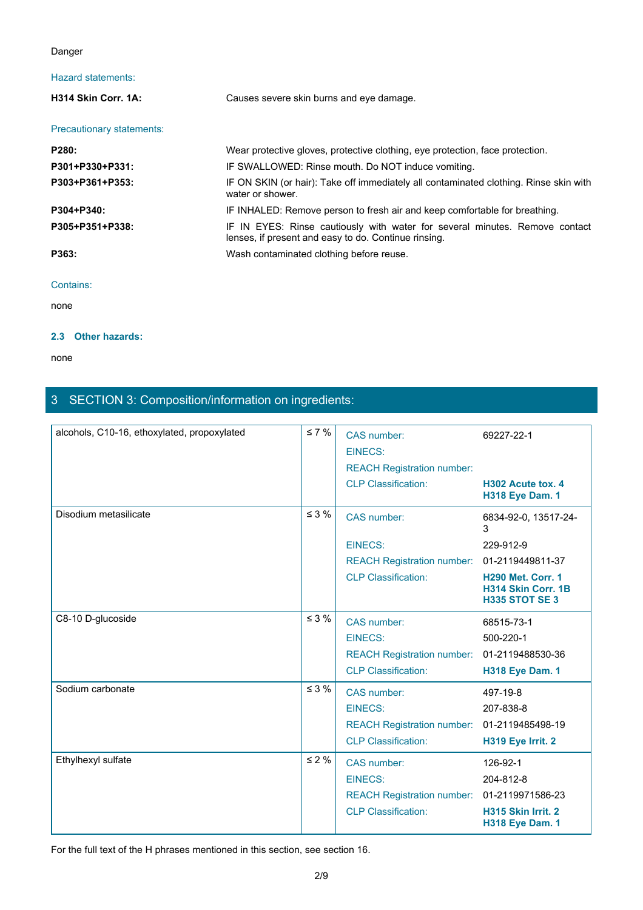Danger

Hazard statements:

| | |
|---|---|
| **H314 Skin Corr. 1A:** | Causes severe skin burns and eye damage. |

Precautionary statements:

| | |
|---|---|
| **P280:** | Wear protective gloves, protective clothing, eye protection, face protection. |
| **P301+P330+P331:** | IF SWALLOWED: Rinse mouth. Do NOT induce vomiting. |
| **P303+P361+P353:** | IF ON SKIN (or hair): Take off immediately all contaminated clothing. Rinse skin with water or shower. |
| **P304+P340:** | IF INHALED: Remove person to fresh air and keep comfortable for breathing. |
| **P305+P351+P338:** | IF IN EYES: Rinse cautiously with water for several minutes. Remove contact lenses, if present and easy to do. Continue rinsing. |
| **P363:** | Wash contaminated clothing before reuse. |

Contains:

none

### 2.3 Other hazards:

none

## 3 SECTION 3: Composition/information on ingredients:

| Ingredient | Conc. | | |
|---|---|---|---|
| alcohols, C10-16, ethoxylated, propoxylated | ≤ 7 % | CAS number: | 69227-22-1 |
| | | EINECS: | |
| | | REACH Registration number: | |
| | | CLP Classification: | **H302 Acute tox. 4**<br>**H318 Eye Dam. 1** |
| Disodium metasilicate | ≤ 3 % | CAS number: | 6834-92-0, 13517-24-3 |
| | | EINECS: | 229-912-9 |
| | | REACH Registration number: | 01-2119449811-37 |
| | | CLP Classification: | **H290 Met. Corr. 1**<br>**H314 Skin Corr. 1B**<br>**H335 STOT SE 3** |
| C8-10 D-glucoside | ≤ 3 % | CAS number: | 68515-73-1 |
| | | EINECS: | 500-220-1 |
| | | REACH Registration number: | 01-2119488530-36 |
| | | CLP Classification: | **H318 Eye Dam. 1** |
| Sodium carbonate | ≤ 3 % | CAS number: | 497-19-8 |
| | | EINECS: | 207-838-8 |
| | | REACH Registration number: | 01-2119485498-19 |
| | | CLP Classification: | **H319 Eye Irrit. 2** |
| Ethylhexyl sulfate | ≤ 2 % | CAS number: | 126-92-1 |
| | | EINECS: | 204-812-8 |
| | | REACH Registration number: | 01-2119971586-23 |
| | | CLP Classification: | **H315 Skin Irrit. 2**<br>**H318 Eye Dam. 1** |

For the full text of the H phrases mentioned in this section, see section 16.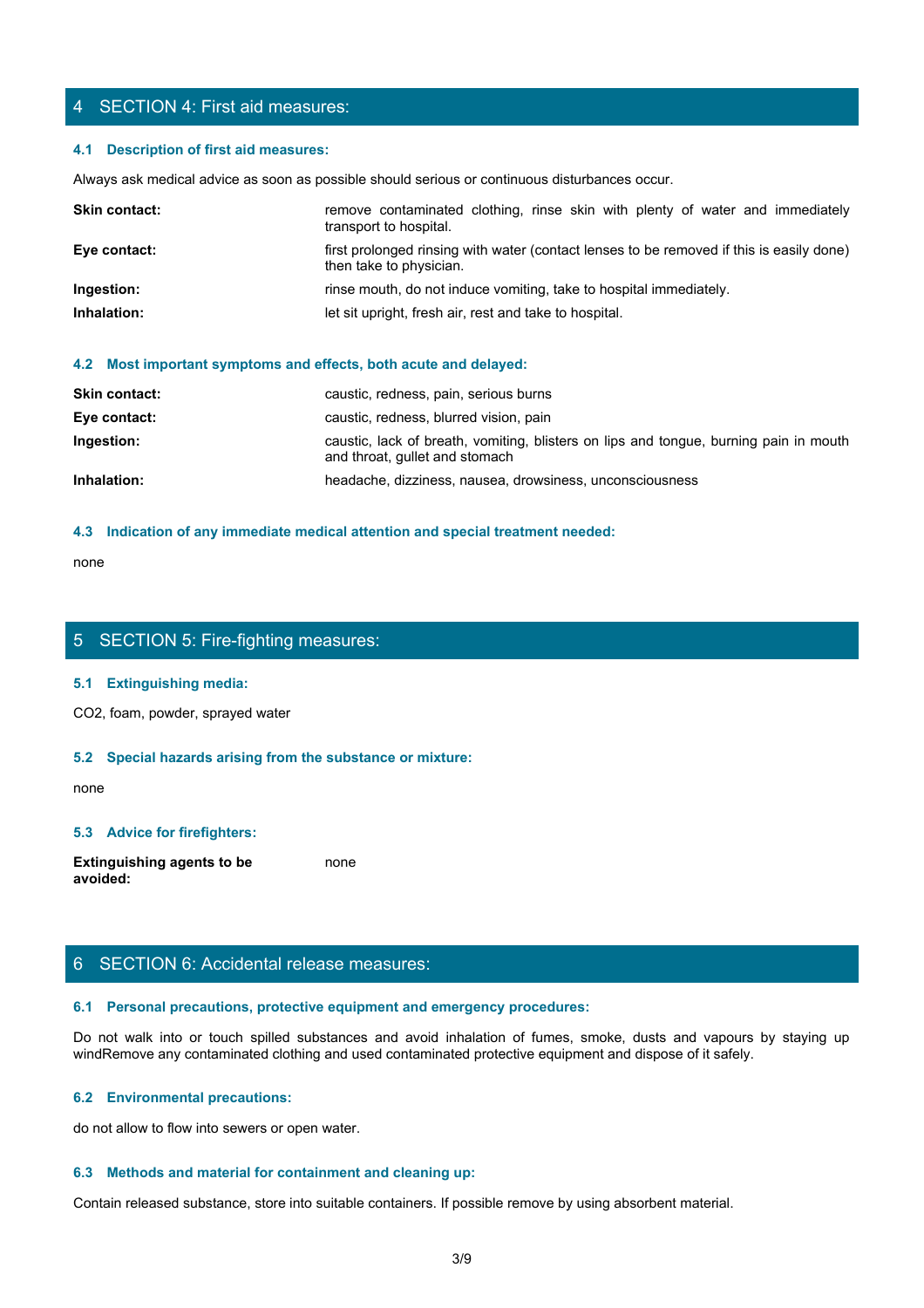## 4 SECTION 4: First aid measures:

### 4.1 Description of first aid measures:

Always ask medical advice as soon as possible should serious or continuous disturbances occur.

| | |
|---|---|
| **Skin contact:** | remove contaminated clothing, rinse skin with plenty of water and immediately transport to hospital. |
| **Eye contact:** | first prolonged rinsing with water (contact lenses to be removed if this is easily done) then take to physician. |
| **Ingestion:** | rinse mouth, do not induce vomiting, take to hospital immediately. |
| **Inhalation:** | let sit upright, fresh air, rest and take to hospital. |

### 4.2 Most important symptoms and effects, both acute and delayed:

| | |
|---|---|
| **Skin contact:** | caustic, redness, pain, serious burns |
| **Eye contact:** | caustic, redness, blurred vision, pain |
| **Ingestion:** | caustic, lack of breath, vomiting, blisters on lips and tongue, burning pain in mouth and throat, gullet and stomach |
| **Inhalation:** | headache, dizziness, nausea, drowsiness, unconsciousness |

### 4.3 Indication of any immediate medical attention and special treatment needed:

none

## 5 SECTION 5: Fire-fighting measures:

### 5.1 Extinguishing media:

CO2, foam, powder, sprayed water

### 5.2 Special hazards arising from the substance or mixture:

none

### 5.3 Advice for firefighters:

| | |
|---|---|
| **Extinguishing agents to be avoided:** | none |

## 6 SECTION 6: Accidental release measures:

### 6.1 Personal precautions, protective equipment and emergency procedures:

Do not walk into or touch spilled substances and avoid inhalation of fumes, smoke, dusts and vapours by staying up windRemove any contaminated clothing and used contaminated protective equipment and dispose of it safely.

### 6.2 Environmental precautions:

do not allow to flow into sewers or open water.

### 6.3 Methods and material for containment and cleaning up:

Contain released substance, store into suitable containers. If possible remove by using absorbent material.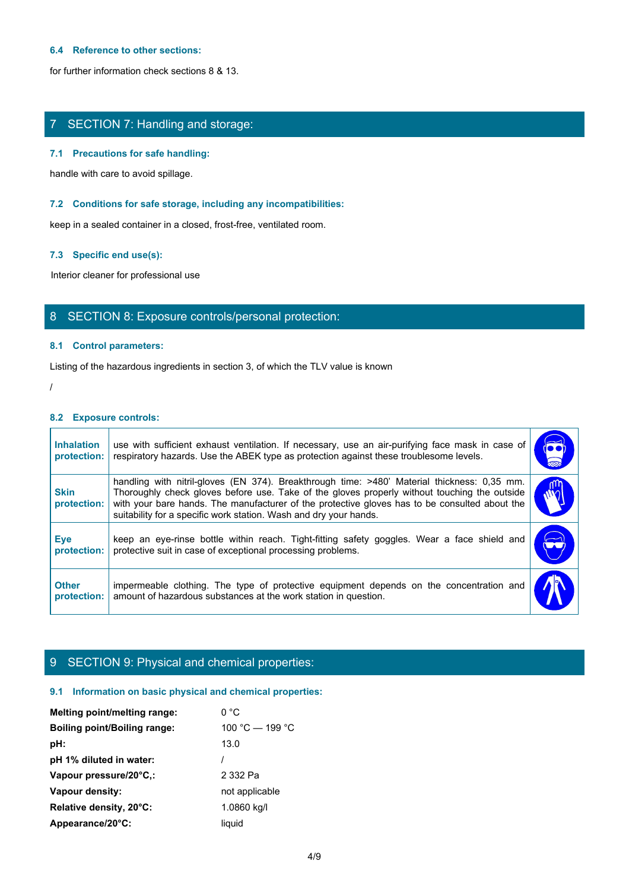### 6.4 Reference to other sections:

for further information check sections 8 & 13.

## 7 SECTION 7: Handling and storage:

### 7.1 Precautions for safe handling:

handle with care to avoid spillage.

### 7.2 Conditions for safe storage, including any incompatibilities:

keep in a sealed container in a closed, frost-free, ventilated room.

### 7.3 Specific end use(s):

Interior cleaner for professional use

## 8 SECTION 8: Exposure controls/personal protection:

### 8.1 Control parameters:

Listing of the hazardous ingredients in section 3, of which the TLV value is known

/

### 8.2 Exposure controls:

| | | |
|---|---|---|
| **Inhalation protection:** | use with sufficient exhaust ventilation. If necessary, use an air-purifying face mask in case of respiratory hazards. Use the ABEK type as protection against these troublesome levels. | |
| **Skin protection:** | handling with nitril-gloves (EN 374). Breakthrough time: >480' Material thickness: 0,35 mm. Thoroughly check gloves before use. Take of the gloves properly without touching the outside with your bare hands. The manufacturer of the protective gloves has to be consulted about the suitability for a specific work station. Wash and dry your hands. | |
| **Eye protection:** | keep an eye-rinse bottle within reach. Tight-fitting safety goggles. Wear a face shield and protective suit in case of exceptional processing problems. | |
| **Other protection:** | impermeable clothing. The type of protective equipment depends on the concentration and amount of hazardous substances at the work station in question. | |

## 9 SECTION 9: Physical and chemical properties:

### 9.1 Information on basic physical and chemical properties:

| | |
|---|---|
| **Melting point/melting range:** | 0 °C |
| **Boiling point/Boiling range:** | 100 °C — 199 °C |
| **pH:** | 13.0 |
| **pH 1% diluted in water:** | / |
| **Vapour pressure/20°C,:** | 2 332 Pa |
| **Vapour density:** | not applicable |
| **Relative density, 20°C:** | 1.0860 kg/l |
| **Appearance/20°C:** | liquid |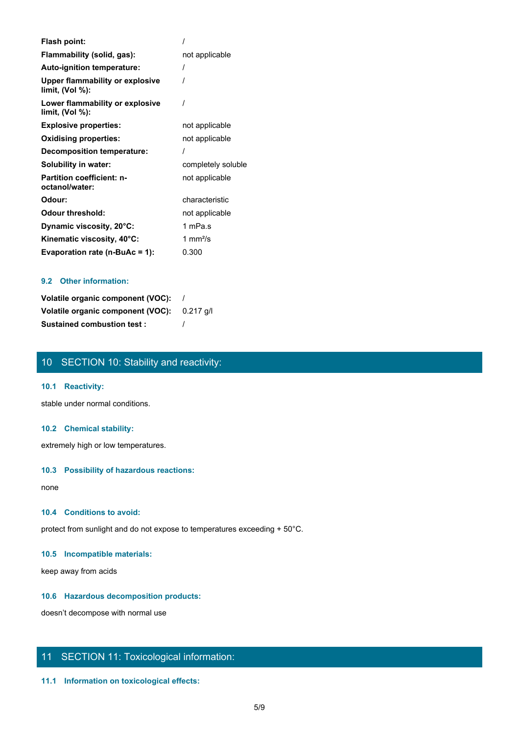| | |
|---|---|
| **Flash point:** | / |
| **Flammability (solid, gas):** | not applicable |
| **Auto-ignition temperature:** | / |
| **Upper flammability or explosive limit, (Vol %):** | / |
| **Lower flammability or explosive limit, (Vol %):** | / |
| **Explosive properties:** | not applicable |
| **Oxidising properties:** | not applicable |
| **Decomposition temperature:** | / |
| **Solubility in water:** | completely soluble |
| **Partition coefficient: n-octanol/water:** | not applicable |
| **Odour:** | characteristic |
| **Odour threshold:** | not applicable |
| **Dynamic viscosity, 20°C:** | 1 mPa.s |
| **Kinematic viscosity, 40°C:** | 1 mm²/s |
| **Evaporation rate (n-BuAc = 1):** | 0.300 |

### 9.2 Other information:

| | |
|---|---|
| **Volatile organic component (VOC):** | / |
| **Volatile organic component (VOC):** | 0.217 g/l |
| **Sustained combustion test :** | / |

## 10 SECTION 10: Stability and reactivity:

### 10.1 Reactivity:

stable under normal conditions.

### 10.2 Chemical stability:

extremely high or low temperatures.

### 10.3 Possibility of hazardous reactions:

none

### 10.4 Conditions to avoid:

protect from sunlight and do not expose to temperatures exceeding + 50°C.

### 10.5 Incompatible materials:

keep away from acids

### 10.6 Hazardous decomposition products:

doesn't decompose with normal use

## 11 SECTION 11: Toxicological information:

### 11.1 Information on toxicological effects: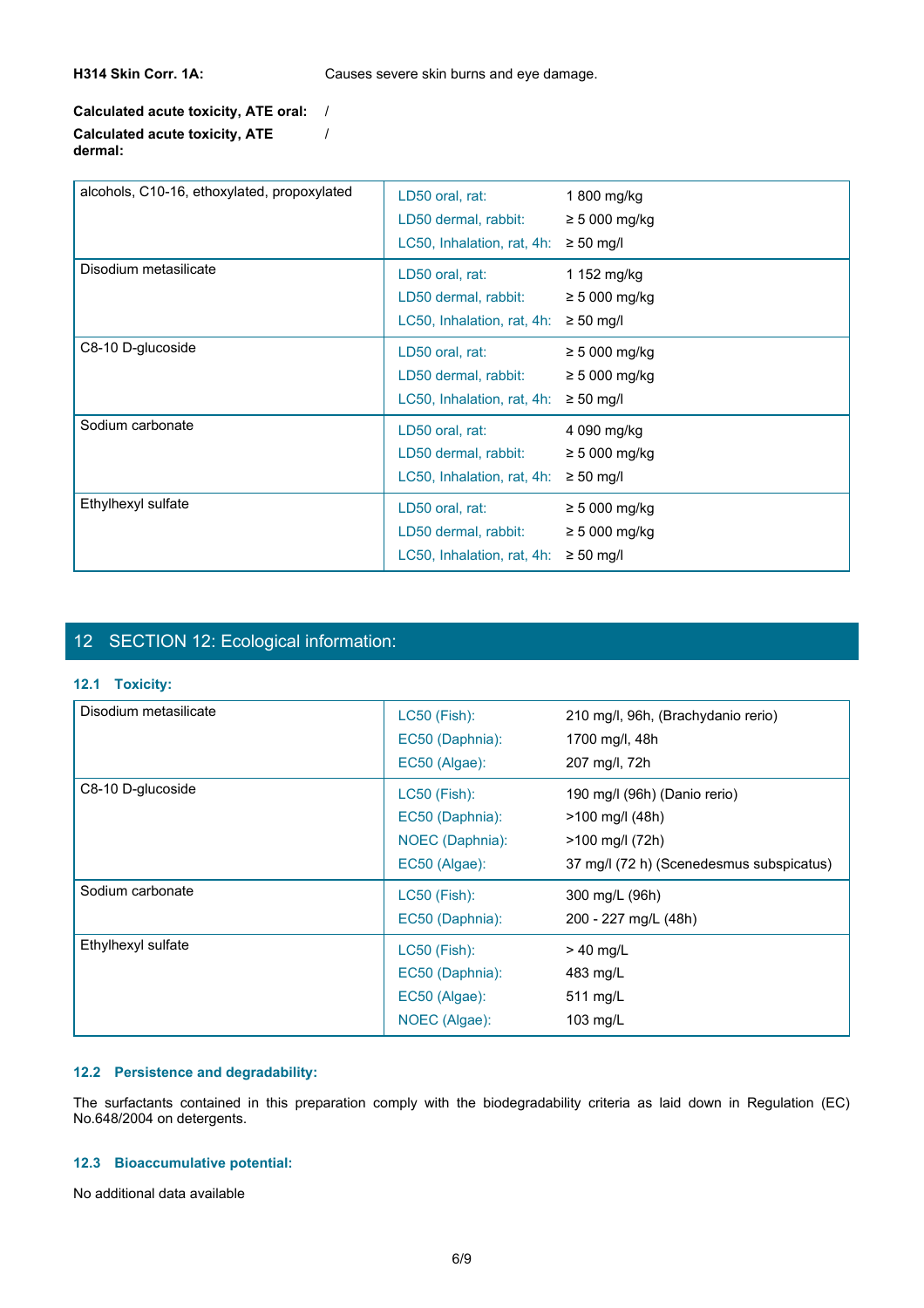**H314 Skin Corr. 1A:** Causes severe skin burns and eye damage.

**Calculated acute toxicity, ATE oral:** /

**Calculated acute toxicity, ATE dermal:** /

| Substance | Test | Value |
| --- | --- | --- |
| alcohols, C10-16, ethoxylated, propoxylated | LD50 oral, rat: | 1 800 mg/kg |
| | LD50 dermal, rabbit: | ≥ 5 000 mg/kg |
| | LC50, Inhalation, rat, 4h: | ≥ 50 mg/l |
| Disodium metasilicate | LD50 oral, rat: | 1 152 mg/kg |
| | LD50 dermal, rabbit: | ≥ 5 000 mg/kg |
| | LC50, Inhalation, rat, 4h: | ≥ 50 mg/l |
| C8-10 D-glucoside | LD50 oral, rat: | ≥ 5 000 mg/kg |
| | LD50 dermal, rabbit: | ≥ 5 000 mg/kg |
| | LC50, Inhalation, rat, 4h: | ≥ 50 mg/l |
| Sodium carbonate | LD50 oral, rat: | 4 090 mg/kg |
| | LD50 dermal, rabbit: | ≥ 5 000 mg/kg |
| | LC50, Inhalation, rat, 4h: | ≥ 50 mg/l |
| Ethylhexyl sulfate | LD50 oral, rat: | ≥ 5 000 mg/kg |
| | LD50 dermal, rabbit: | ≥ 5 000 mg/kg |
| | LC50, Inhalation, rat, 4h: | ≥ 50 mg/l |

## 12 SECTION 12: Ecological information:

### 12.1 Toxicity:

| Substance | Test | Value |
| --- | --- | --- |
| Disodium metasilicate | LC50 (Fish): | 210 mg/l, 96h, (Brachydanio rerio) |
| | EC50 (Daphnia): | 1700 mg/l, 48h |
| | EC50 (Algae): | 207 mg/l, 72h |
| C8-10 D-glucoside | LC50 (Fish): | 190 mg/l (96h) (Danio rerio) |
| | EC50 (Daphnia): | >100 mg/l (48h) |
| | NOEC (Daphnia): | >100 mg/l (72h) |
| | EC50 (Algae): | 37 mg/l (72 h) (Scenedesmus subspicatus) |
| Sodium carbonate | LC50 (Fish): | 300 mg/L (96h) |
| | EC50 (Daphnia): | 200 - 227 mg/L (48h) |
| Ethylhexyl sulfate | LC50 (Fish): | > 40 mg/L |
| | EC50 (Daphnia): | 483 mg/L |
| | EC50 (Algae): | 511 mg/L |
| | NOEC (Algae): | 103 mg/L |

### 12.2 Persistence and degradability:

The surfactants contained in this preparation comply with the biodegradability criteria as laid down in Regulation (EC) No.648/2004 on detergents.

### 12.3 Bioaccumulative potential:

No additional data available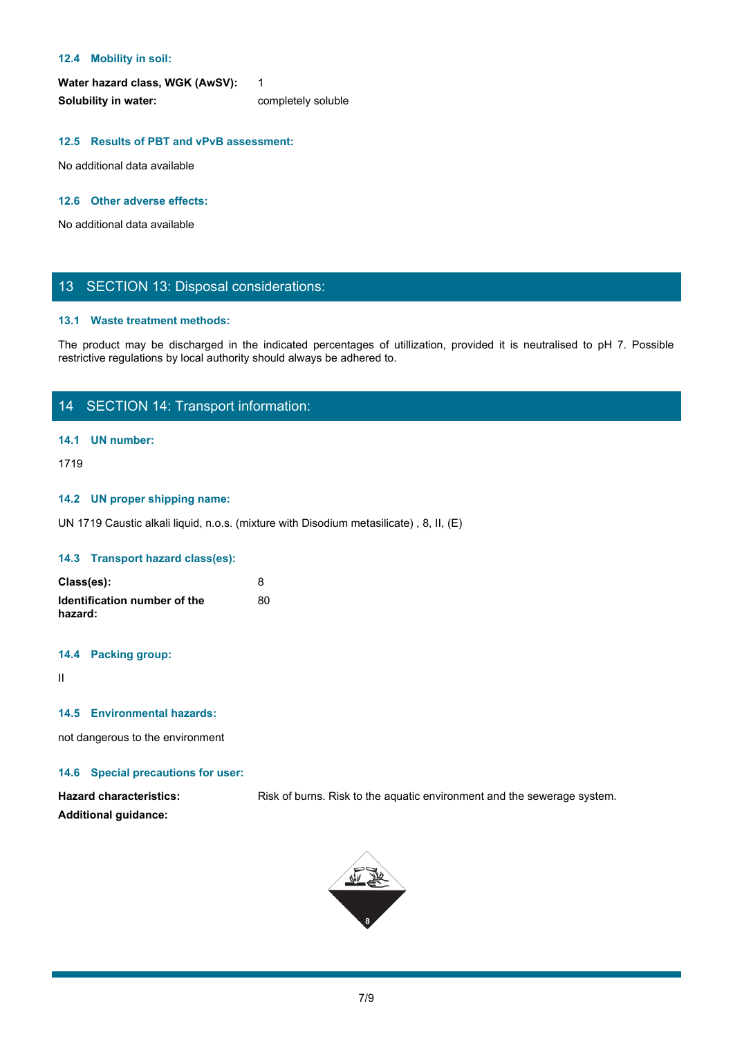### 12.4 Mobility in soil:

| | |
|---|---|
| **Water hazard class, WGK (AwSV):** | 1 |
| **Solubility in water:** | completely soluble |

### 12.5 Results of PBT and vPvB assessment:

No additional data available

### 12.6 Other adverse effects:

No additional data available

## 13 SECTION 13: Disposal considerations:

### 13.1 Waste treatment methods:

The product may be discharged in the indicated percentages of utillization, provided it is neutralised to pH 7. Possible restrictive regulations by local authority should always be adhered to.

## 14 SECTION 14: Transport information:

### 14.1 UN number:

1719

### 14.2 UN proper shipping name:

UN 1719 Caustic alkali liquid, n.o.s. (mixture with Disodium metasilicate) , 8, II, (E)

### 14.3 Transport hazard class(es):

| | |
|---|---|
| **Class(es):** | 8 |
| **Identification number of the hazard:** | 80 |

### 14.4 Packing group:

II

### 14.5 Environmental hazards:

not dangerous to the environment

### 14.6 Special precautions for user:

| | |
|---|---|
| **Hazard characteristics:** | Risk of burns. Risk to the aquatic environment and the sewerage system. |
| **Additional guidance:** | |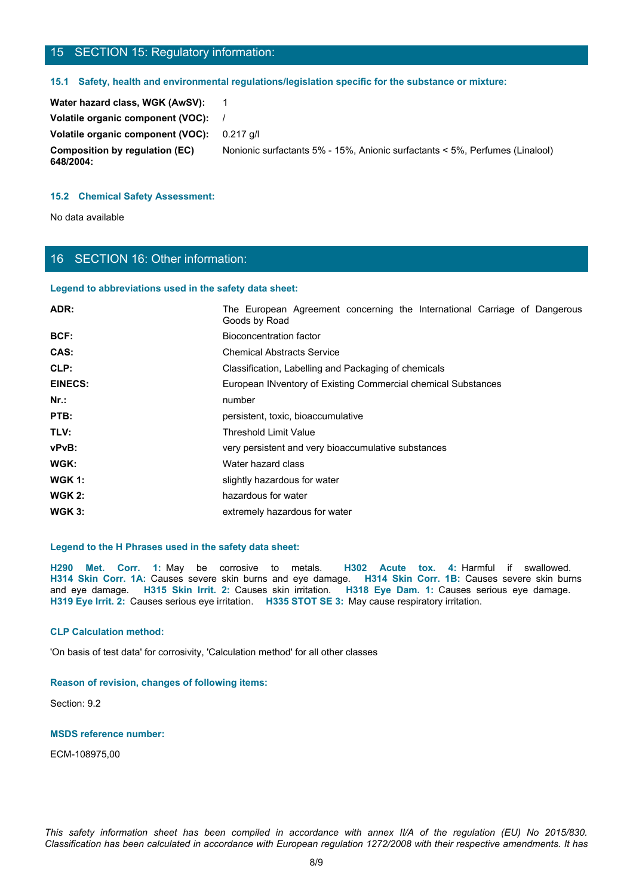## 15 SECTION 15: Regulatory information:

### 15.1 Safety, health and environmental regulations/legislation specific for the substance or mixture:

| | |
|---|---|
| **Water hazard class, WGK (AwSV):** | 1 |
| **Volatile organic component (VOC):** | / |
| **Volatile organic component (VOC):** | 0.217 g/l |
| **Composition by regulation (EC) 648/2004:** | Nonionic surfactants 5% - 15%, Anionic surfactants < 5%, Perfumes (Linalool) |

### 15.2 Chemical Safety Assessment:

No data available

## 16 SECTION 16: Other information:

### Legend to abbreviations used in the safety data sheet:

| | |
|---|---|
| **ADR:** | The European Agreement concerning the International Carriage of Dangerous Goods by Road |
| **BCF:** | Bioconcentration factor |
| **CAS:** | Chemical Abstracts Service |
| **CLP:** | Classification, Labelling and Packaging of chemicals |
| **EINECS:** | European INventory of Existing Commercial chemical Substances |
| **Nr.:** | number |
| **PTB:** | persistent, toxic, bioaccumulative |
| **TLV:** | Threshold Limit Value |
| **vPvB:** | very persistent and very bioaccumulative substances |
| **WGK:** | Water hazard class |
| **WGK 1:** | slightly hazardous for water |
| **WGK 2:** | hazardous for water |
| **WGK 3:** | extremely hazardous for water |

### Legend to the H Phrases used in the safety data sheet:

**H290 Met. Corr. 1:** May be corrosive to metals. **H302 Acute tox. 4:** Harmful if swallowed. **H314 Skin Corr. 1A:** Causes severe skin burns and eye damage. **H314 Skin Corr. 1B:** Causes severe skin burns and eye damage. **H315 Skin Irrit. 2:** Causes skin irritation. **H318 Eye Dam. 1:** Causes serious eye damage. **H319 Eye Irrit. 2:** Causes serious eye irritation. **H335 STOT SE 3:** May cause respiratory irritation.

### CLP Calculation method:

'On basis of test data' for corrosivity, 'Calculation method' for all other classes

### Reason of revision, changes of following items:

Section: 9.2

### MSDS reference number:

ECM-108975,00

*This safety information sheet has been compiled in accordance with annex II/A of the regulation (EU) No 2015/830. Classification has been calculated in accordance with European regulation 1272/2008 with their respective amendments. It has*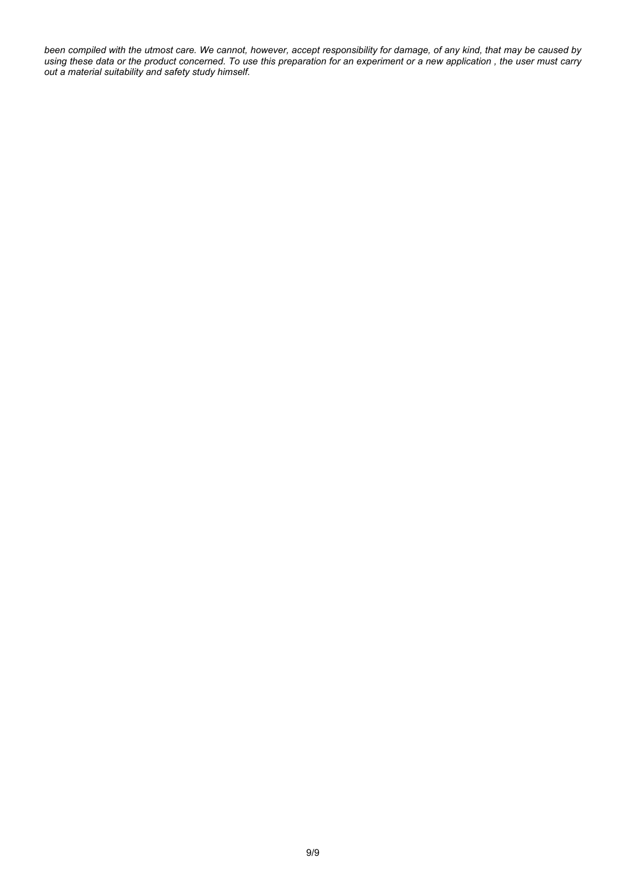*been compiled with the utmost care. We cannot, however, accept responsibility for damage, of any kind, that may be caused by using these data or the product concerned. To use this preparation for an experiment or a new application , the user must carry out a material suitability and safety study himself.*